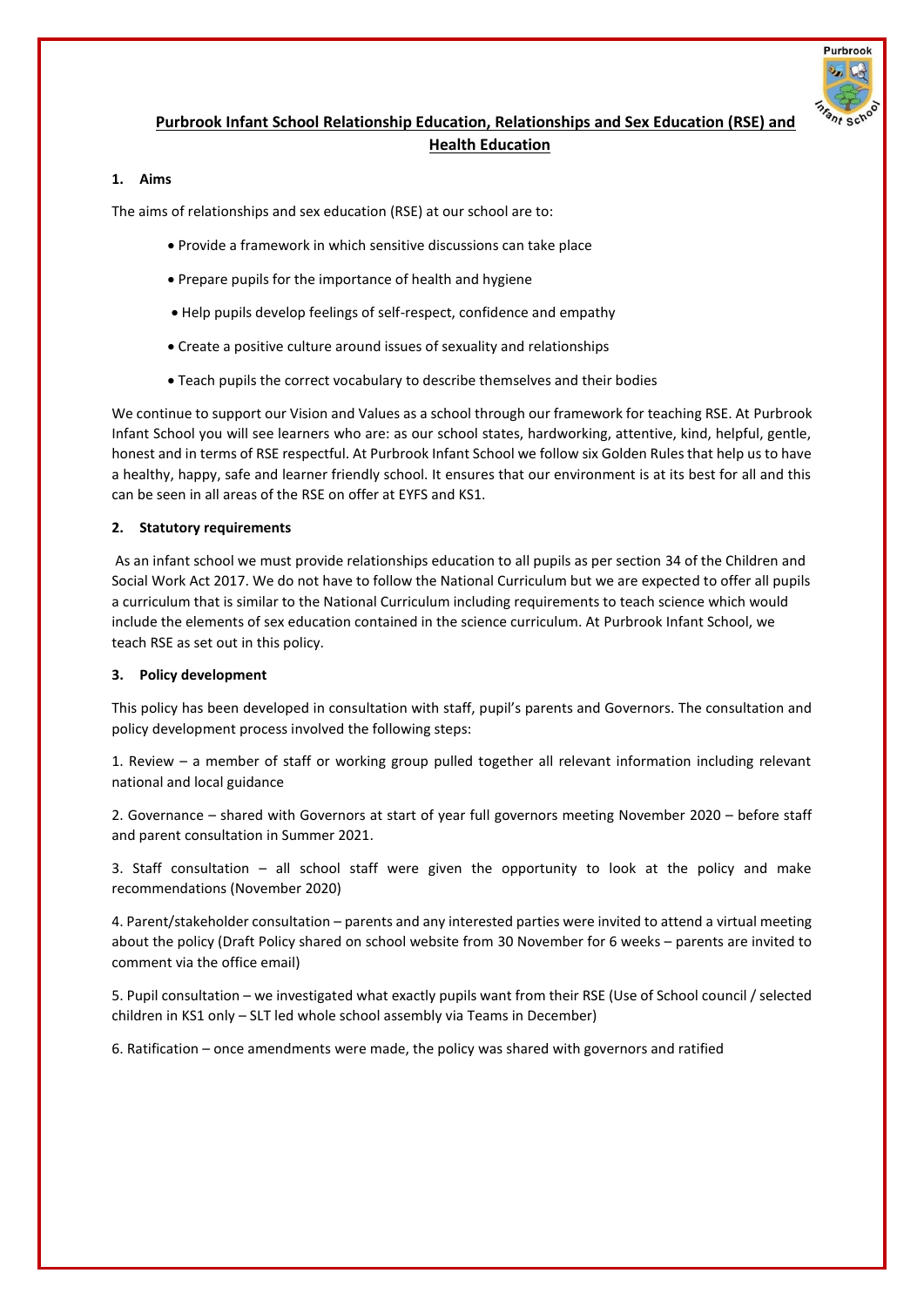# Purbrook Infant School Relationship Education, Relationships and Sex Education (RSE) and Health Education

## 1. Aims

The aims of relationships and sex education (RSE) at our school are to:

- Provide a framework in which sensitive discussions can take place
- Prepare pupils for the importance of health and hygiene
- Help pupils develop feelings of self-respect, confidence and empathy
- Create a positive culture around issues of sexuality and relationships
- Teach pupils the correct vocabulary to describe themselves and their bodies

We continue to support our Vision and Values as a school through our framework for teaching RSE. At Purbrook Infant School you will see learners who are: as our school states, hardworking, attentive, kind, helpful, gentle, honest and in terms of RSE respectful. At Purbrook Infant School we follow six Golden Rules that help us to have a healthy, happy, safe and learner friendly school. It ensures that our environment is at its best for all and this can be seen in all areas of the RSE on offer at EYFS and KS1.

## 2. Statutory requirements

As an infant school we must provide relationships education to all pupils as per section 34 of the Children and Social Work Act 2017. We do not have to follow the National Curriculum but we are expected to offer all pupils a curriculum that is similar to the National Curriculum including requirements to teach science which would include the elements of sex education contained in the science curriculum. At Purbrook Infant School, we teach RSE as set out in this policy.

## 3. Policy development

This policy has been developed in consultation with staff, pupil's parents and Governors. The consultation and policy development process involved the following steps:

1. Review – a member of staff or working group pulled together all relevant information including relevant national and local guidance

2. Governance – shared with Governors at start of year full governors meeting November 2020 – before staff and parent consultation in Summer 2021.

3. Staff consultation – all school staff were given the opportunity to look at the policy and make recommendations (November 2020)

4. Parent/stakeholder consultation – parents and any interested parties were invited to attend a virtual meeting about the policy (Draft Policy shared on school website from 30 November for 6 weeks – parents are invited to comment via the office email)

5. Pupil consultation – we investigated what exactly pupils want from their RSE (Use of School council / selected children in KS1 only – SLT led whole school assembly via Teams in December)

6. Ratification – once amendments were made, the policy was shared with governors and ratified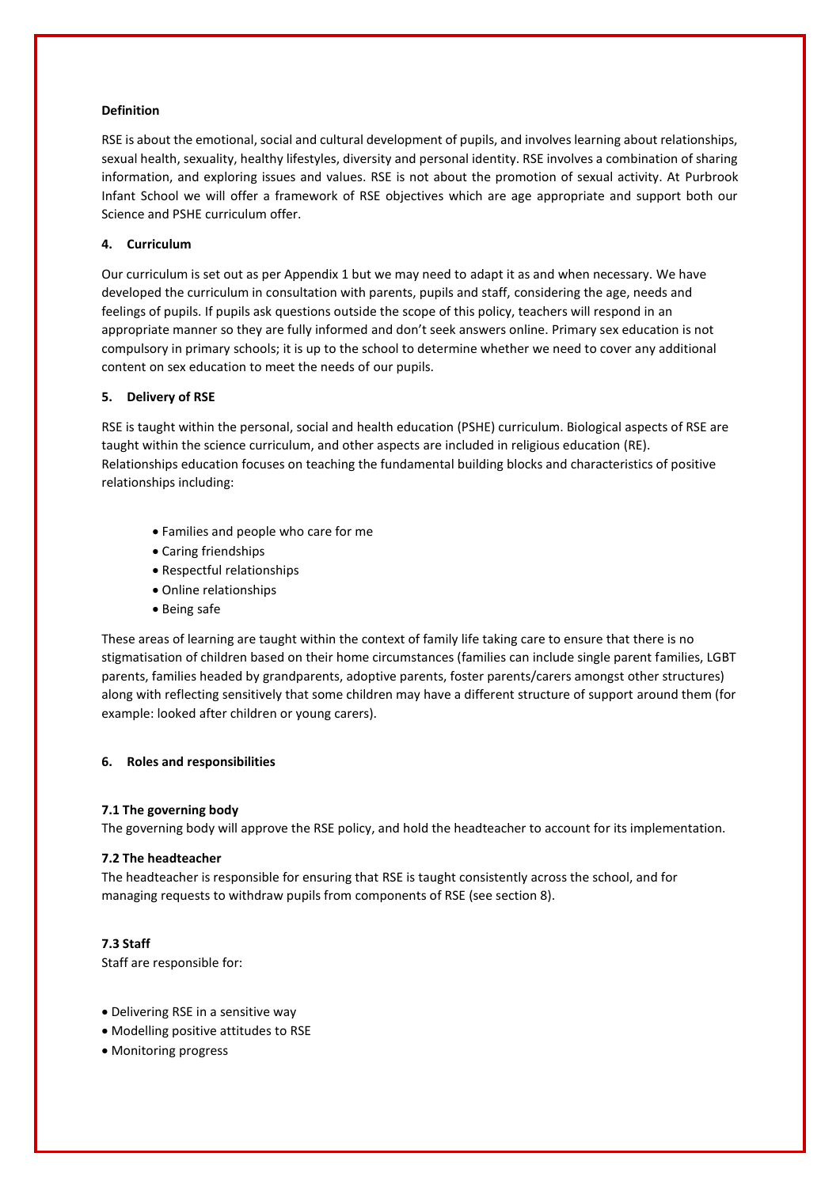**Definition**

RSE is about the emotional, social and cultural development of pupils, and involves learning about relationships, sexual health, sexuality, healthy lifestyles, diversity and personal identity. RSE involves a combination of sharing information, and exploring issues and values. RSE is not about the promotion of sexual activity. At Purbrook Infant School we will offer a framework of RSE objectives which are age appropriate and support both our Science and PSHE curriculum offer.

## 4. Curriculum

Our curriculum is set out as per Appendix 1 but we may need to adapt it as and when necessary. We have developed the curriculum in consultation with parents, pupils and staff, considering the age, needs and feelings of pupils. If pupils ask questions outside the scope of this policy, teachers will respond in an appropriate manner so they are fully informed and don't seek answers online. Primary sex education is not compulsory in primary schools; it is up to the school to determine whether we need to cover any additional content on sex education to meet the needs of our pupils.

## 5. Delivery of RSE

RSE is taught within the personal, social and health education (PSHE) curriculum. Biological aspects of RSE are taught within the science curriculum, and other aspects are included in religious education (RE). Relationships education focuses on teaching the fundamental building blocks and characteristics of positive relationships including:

- Families and people who care for me
- Caring friendships
- Respectful relationships
- Online relationships
- Being safe

These areas of learning are taught within the context of family life taking care to ensure that there is no stigmatisation of children based on their home circumstances (families can include single parent families, LGBT parents, families headed by grandparents, adoptive parents, foster parents/carers amongst other structures) along with reflecting sensitively that some children may have a different structure of support around them (for example: looked after children or young carers).

## 6. Roles and responsibilities

### 7.1 The governing body

The governing body will approve the RSE policy, and hold the headteacher to account for its implementation.

### 7.2 The headteacher

The headteacher is responsible for ensuring that RSE is taught consistently across the school, and for managing requests to withdraw pupils from components of RSE (see section 8).

### 7.3 Staff

Staff are responsible for:

- Delivering RSE in a sensitive way
- Modelling positive attitudes to RSE
- Monitoring progress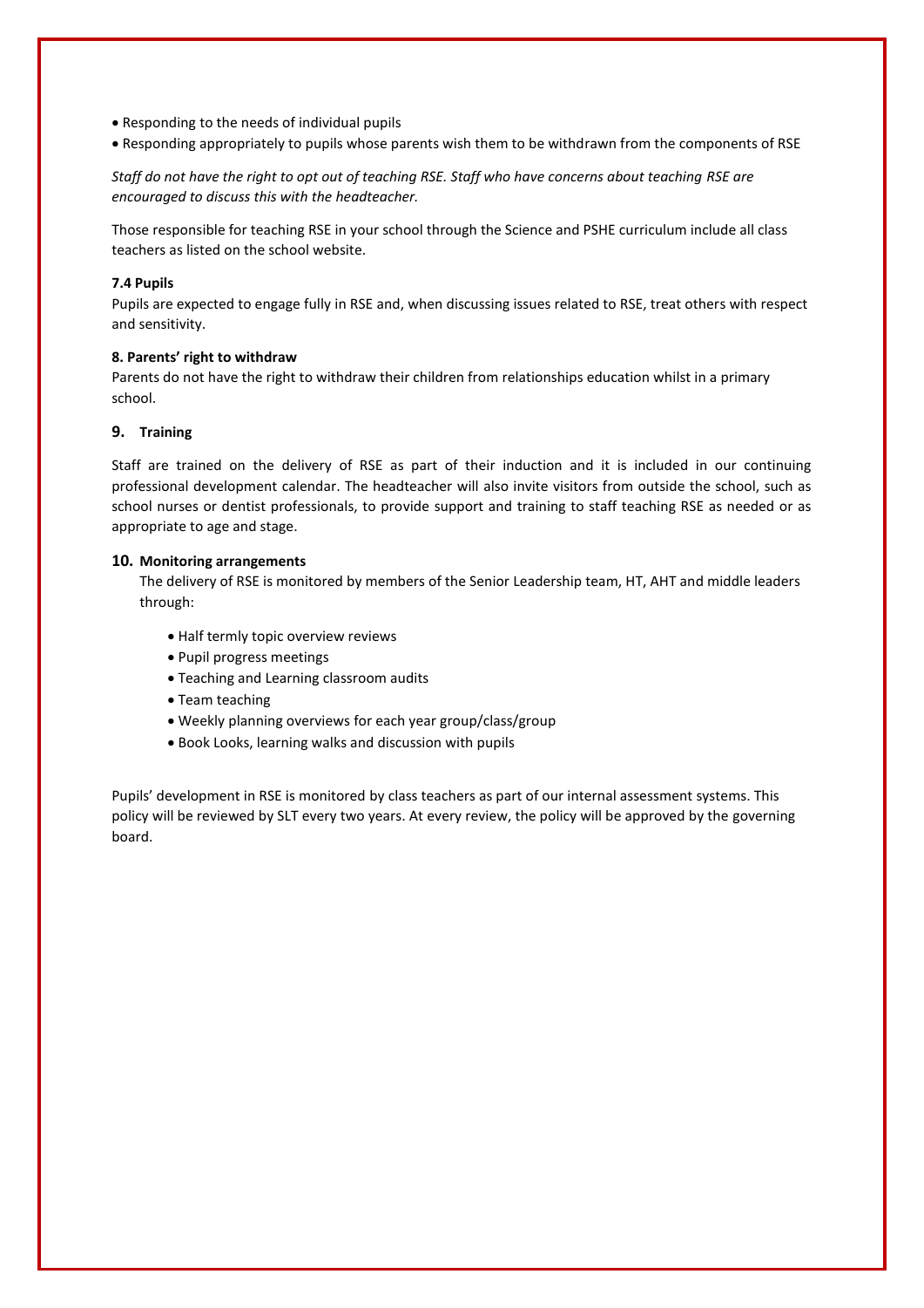- Responding to the needs of individual pupils
- Responding appropriately to pupils whose parents wish them to be withdrawn from the components of RSE

*Staff do not have the right to opt out of teaching RSE. Staff who have concerns about teaching RSE are encouraged to discuss this with the headteacher.*

Those responsible for teaching RSE in your school through the Science and PSHE curriculum include all class teachers as listed on the school website.

### 7.4 Pupils

Pupils are expected to engage fully in RSE and, when discussing issues related to RSE, treat others with respect and sensitivity.

## 8. Parents' right to withdraw

Parents do not have the right to withdraw their children from relationships education whilst in a primary school.

## 9. Training

Staff are trained on the delivery of RSE as part of their induction and it is included in our continuing professional development calendar. The headteacher will also invite visitors from outside the school, such as school nurses or dentist professionals, to provide support and training to staff teaching RSE as needed or as appropriate to age and stage.

## 10. Monitoring arrangements

The delivery of RSE is monitored by members of the Senior Leadership team, HT, AHT and middle leaders through:

- Half termly topic overview reviews
- Pupil progress meetings
- Teaching and Learning classroom audits
- Team teaching
- Weekly planning overviews for each year group/class/group
- Book Looks, learning walks and discussion with pupils

Pupils' development in RSE is monitored by class teachers as part of our internal assessment systems. This policy will be reviewed by SLT every two years. At every review, the policy will be approved by the governing board.